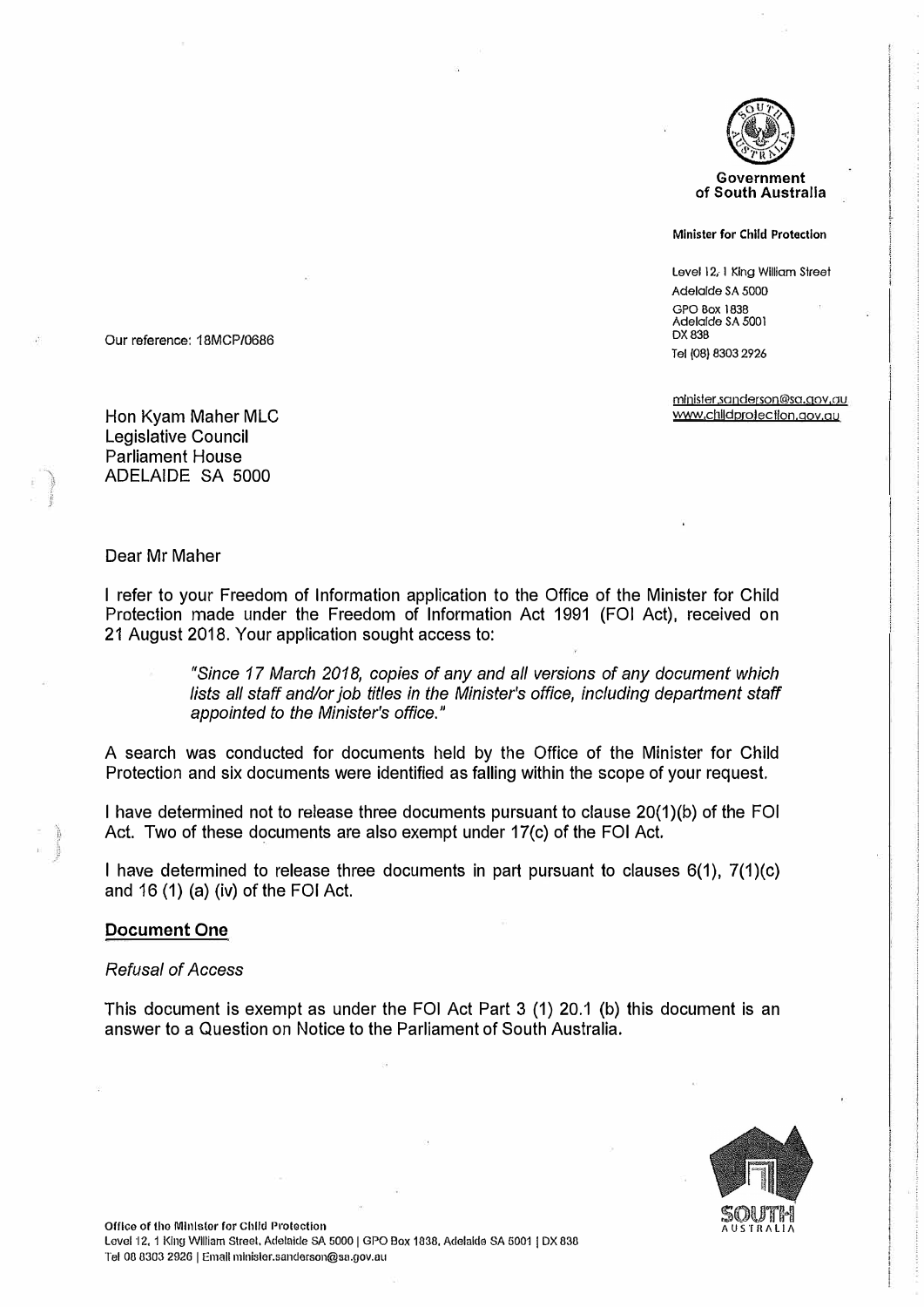Government of South Australia

Minister for Child Protection

Level 12, 1 King William Street
Adelaide SA 5000
GPO Box 1838
Adelaide SA 5001
DX 838
Tel (08) 8303 2926

minister.sanderson@sa.gov.au
www.childprotection.gov.au

Our reference: 18MCP/0686

Hon Kyam Maher MLC
Legislative Council
Parliament House
ADELAIDE SA 5000

Dear Mr Maher

I refer to your Freedom of Information application to the Office of the Minister for Child Protection made under the Freedom of Information Act 1991 (FOI Act), received on 21 August 2018. Your application sought access to:

> *"Since 17 March 2018, copies of any and all versions of any document which lists all staff and/or job titles in the Minister's office, including department staff appointed to the Minister's office."*

A search was conducted for documents held by the Office of the Minister for Child Protection and six documents were identified as falling within the scope of your request.

I have determined not to release three documents pursuant to clause 20(1)(b) of the FOI Act. Two of these documents are also exempt under 17(c) of the FOI Act.

I have determined to release three documents in part pursuant to clauses 6(1), 7(1)(c) and 16 (1) (a) (iv) of the FOI Act.

## Document One

*Refusal of Access*

This document is exempt as under the FOI Act Part 3 (1) 20.1 (b) this document is an answer to a Question on Notice to the Parliament of South Australia.

Office of the Minister for Child Protection
Level 12, 1 King William Street, Adelaide SA 5000 | GPO Box 1838, Adelaide SA 5001 | DX 838
Tel 08 8303 2926 | Email minister.sanderson@sa.gov.au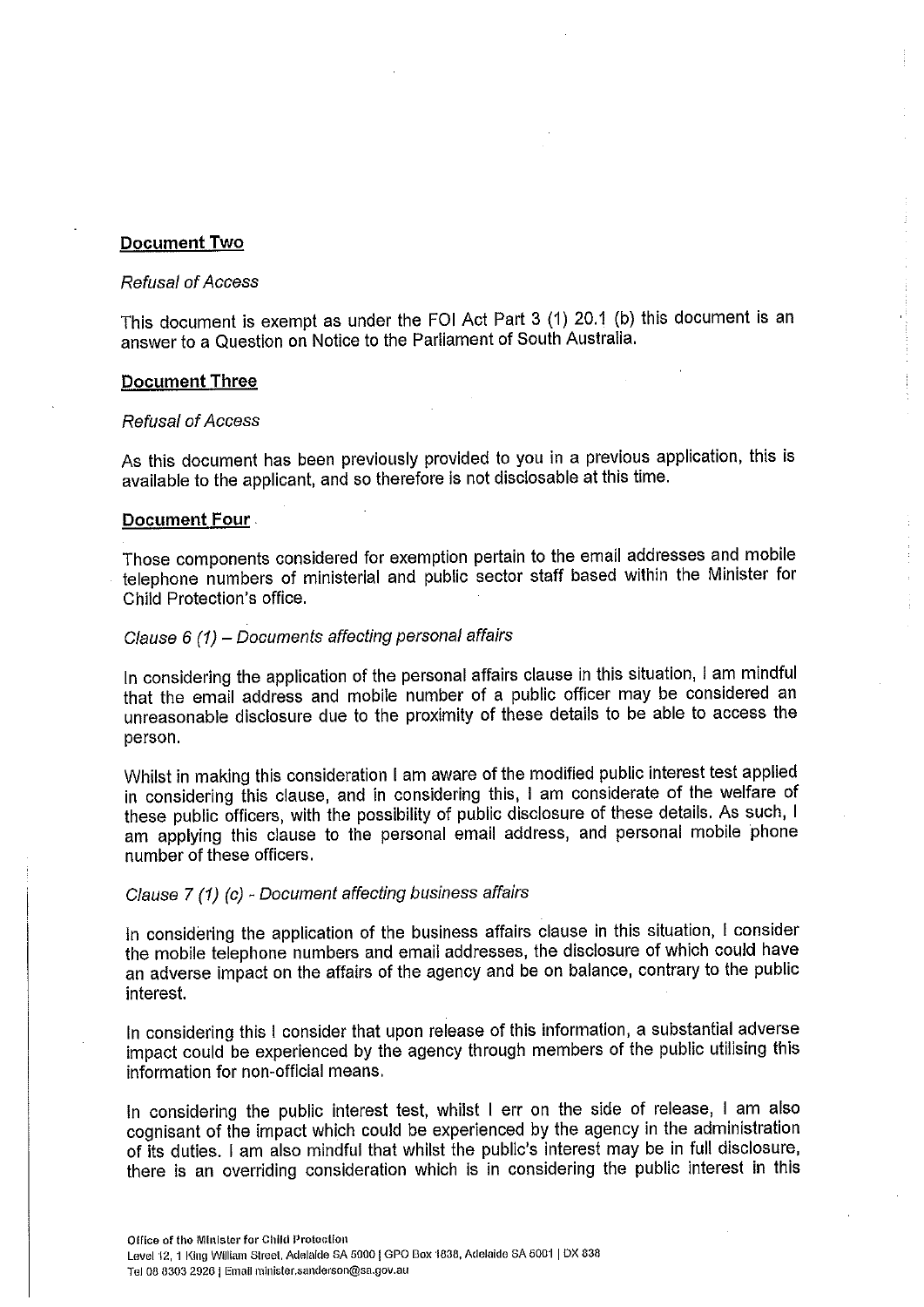**Document Two**

*Refusal of Access*

This document is exempt as under the FOI Act Part 3 (1) 20.1 (b) this document is an answer to a Question on Notice to the Parliament of South Australia.

**Document Three**

*Refusal of Access*

As this document has been previously provided to you in a previous application, this is available to the applicant, and so therefore is not disclosable at this time.

**Document Four**

Those components considered for exemption pertain to the email addresses and mobile telephone numbers of ministerial and public sector staff based within the Minister for Child Protection's office.

*Clause 6 (1) – Documents affecting personal affairs*

In considering the application of the personal affairs clause in this situation, I am mindful that the email address and mobile number of a public officer may be considered an unreasonable disclosure due to the proximity of these details to be able to access the person.

Whilst in making this consideration I am aware of the modified public interest test applied in considering this clause, and in considering this, I am considerate of the welfare of these public officers, with the possibility of public disclosure of these details. As such, I am applying this clause to the personal email address, and personal mobile phone number of these officers.

*Clause 7 (1) (c) - Document affecting business affairs*

In considering the application of the business affairs clause in this situation, I consider the mobile telephone numbers and email addresses, the disclosure of which could have an adverse impact on the affairs of the agency and be on balance, contrary to the public interest.

In considering this I consider that upon release of this information, a substantial adverse impact could be experienced by the agency through members of the public utilising this information for non-official means.

In considering the public interest test, whilst I err on the side of release, I am also cognisant of the impact which could be experienced by the agency in the administration of its duties. I am also mindful that whilst the public's interest may be in full disclosure, there is an overriding consideration which is in considering the public interest in this

Office of the Minister for Child Protection
Level 12, 1 King William Street, Adelaide SA 5000 | GPO Box 1838, Adelaide SA 5001 | DX 838
Tel 08 8303 2926 | Email minister.sanderson@sa.gov.au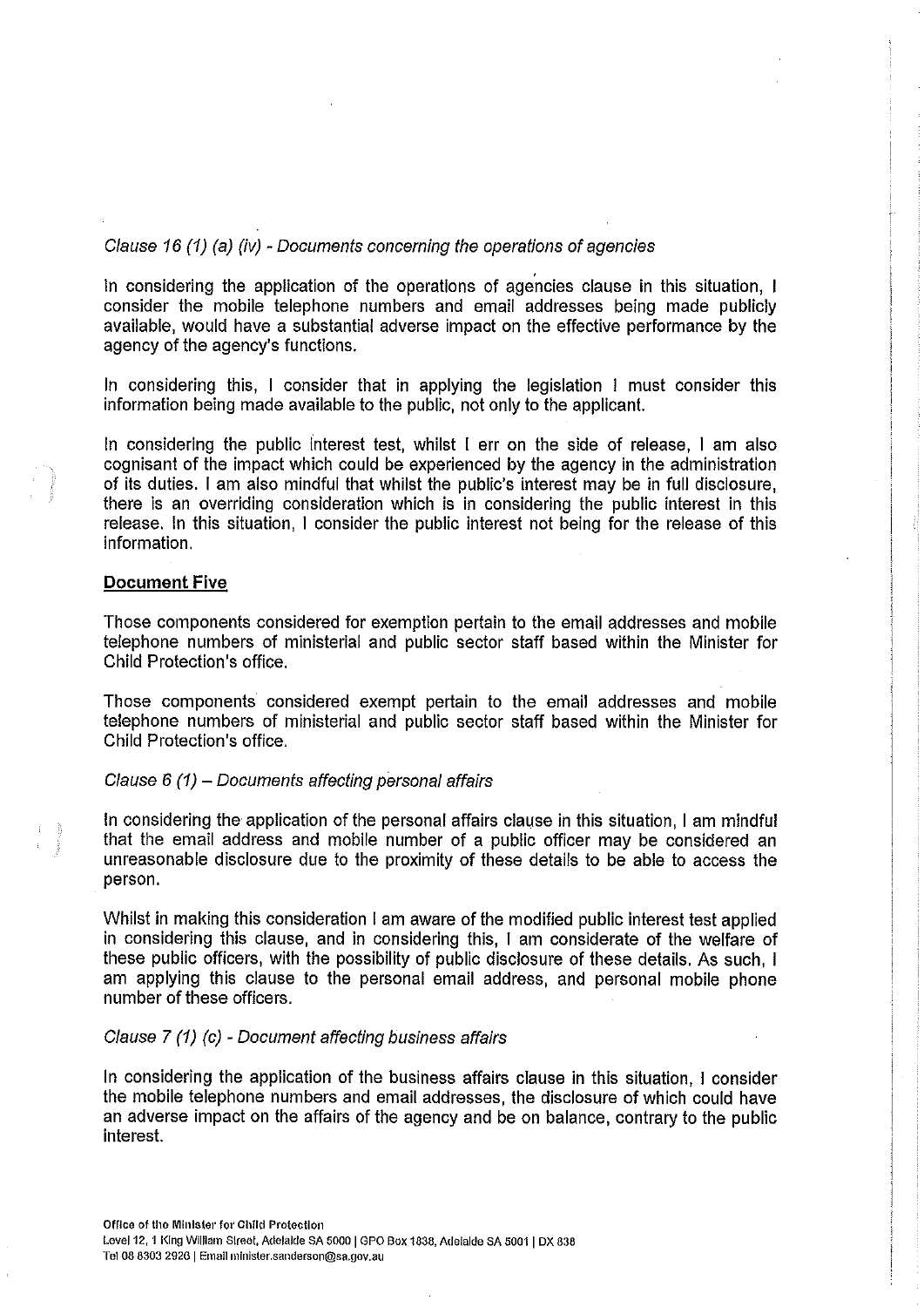*Clause 16 (1) (a) (iv) - Documents concerning the operations of agencies*

In considering the application of the operations of agencies clause in this situation, I consider the mobile telephone numbers and email addresses being made publicly available, would have a substantial adverse impact on the effective performance by the agency of the agency's functions.

In considering this, I consider that in applying the legislation I must consider this information being made available to the public, not only to the applicant.

In considering the public interest test, whilst I err on the side of release, I am also cognisant of the impact which could be experienced by the agency in the administration of its duties. I am also mindful that whilst the public's interest may be in full disclosure, there is an overriding consideration which is in considering the public interest in this release. In this situation, I consider the public interest not being for the release of this information.

**<u>Document Five</u>**

Those components considered for exemption pertain to the email addresses and mobile telephone numbers of ministerial and public sector staff based within the Minister for Child Protection's office.

Those components considered exempt pertain to the email addresses and mobile telephone numbers of ministerial and public sector staff based within the Minister for Child Protection's office.

*Clause 6 (1) – Documents affecting personal affairs*

In considering the application of the personal affairs clause in this situation, I am mindful that the email address and mobile number of a public officer may be considered an unreasonable disclosure due to the proximity of these details to be able to access the person.

Whilst in making this consideration I am aware of the modified public interest test applied in considering this clause, and in considering this, I am considerate of the welfare of these public officers, with the possibility of public disclosure of these details. As such, I am applying this clause to the personal email address, and personal mobile phone number of these officers.

*Clause 7 (1) (c) - Document affecting business affairs*

In considering the application of the business affairs clause in this situation, I consider the mobile telephone numbers and email addresses, the disclosure of which could have an adverse impact on the affairs of the agency and be on balance, contrary to the public interest.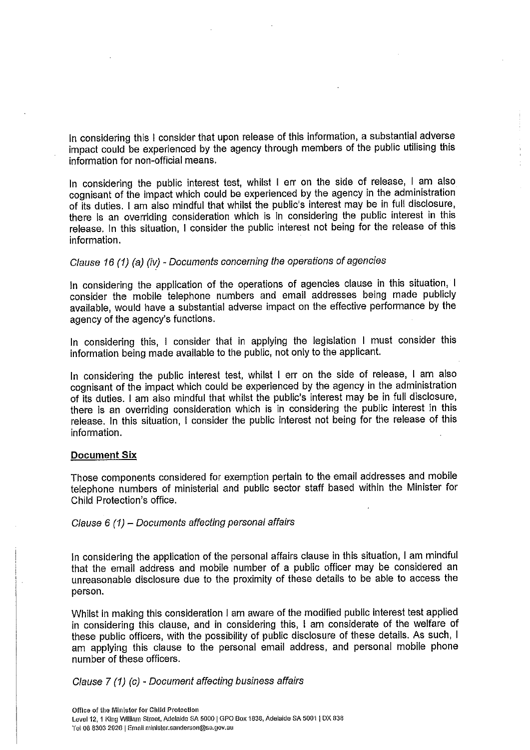In considering this I consider that upon release of this information, a substantial adverse impact could be experienced by the agency through members of the public utilising this information for non-official means.

In considering the public interest test, whilst I err on the side of release, I am also cognisant of the impact which could be experienced by the agency in the administration of its duties. I am also mindful that whilst the public's interest may be in full disclosure, there is an overriding consideration which is in considering the public interest in this release. In this situation, I consider the public interest not being for the release of this information.

*Clause 16 (1) (a) (iv) - Documents concerning the operations of agencies*

In considering the application of the operations of agencies clause in this situation, I consider the mobile telephone numbers and email addresses being made publicly available, would have a substantial adverse impact on the effective performance by the agency of the agency's functions.

In considering this, I consider that in applying the legislation I must consider this information being made available to the public, not only to the applicant.

In considering the public interest test, whilst I err on the side of release, I am also cognisant of the impact which could be experienced by the agency in the administration of its duties. I am also mindful that whilst the public's interest may be in full disclosure, there is an overriding consideration which is in considering the public interest in this release. In this situation, I consider the public interest not being for the release of this information.

**Document Six**

Those components considered for exemption pertain to the email addresses and mobile telephone numbers of ministerial and public sector staff based within the Minister for Child Protection's office.

*Clause 6 (1) – Documents affecting personal affairs*

In considering the application of the personal affairs clause in this situation, I am mindful that the email address and mobile number of a public officer may be considered an unreasonable disclosure due to the proximity of these details to be able to access the person.

Whilst in making this consideration I am aware of the modified public interest test applied in considering this clause, and in considering this, I am considerate of the welfare of these public officers, with the possibility of public disclosure of these details. As such, I am applying this clause to the personal email address, and personal mobile phone number of these officers.

*Clause 7 (1) (c) - Document affecting business affairs*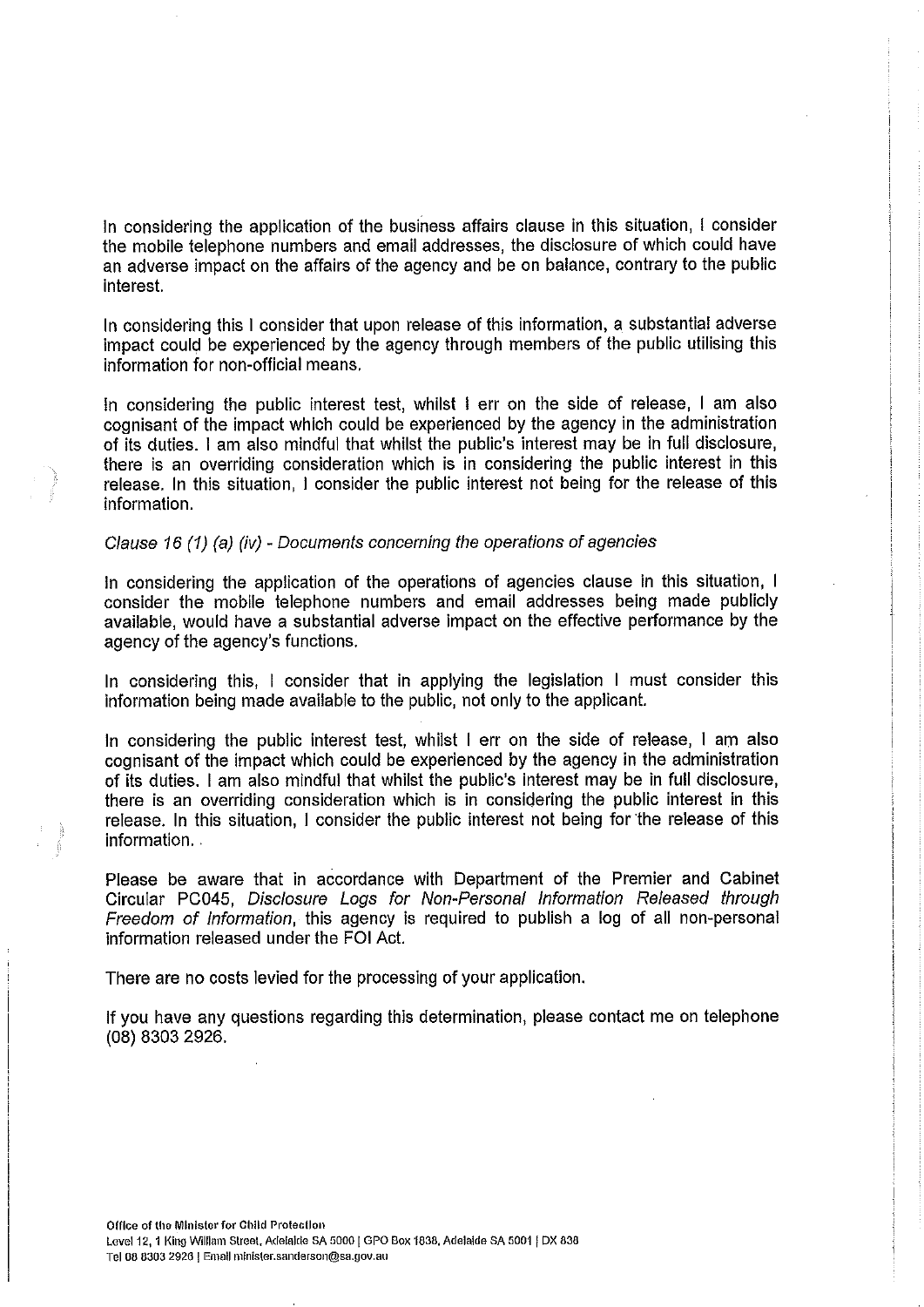In considering the application of the business affairs clause in this situation, I consider the mobile telephone numbers and email addresses, the disclosure of which could have an adverse impact on the affairs of the agency and be on balance, contrary to the public interest.

In considering this I consider that upon release of this information, a substantial adverse impact could be experienced by the agency through members of the public utilising this information for non-official means.

In considering the public interest test, whilst I err on the side of release, I am also cognisant of the impact which could be experienced by the agency in the administration of its duties. I am also mindful that whilst the public's interest may be in full disclosure, there is an overriding consideration which is in considering the public interest in this release. In this situation, I consider the public interest not being for the release of this information.

*Clause 16 (1) (a) (iv) - Documents concerning the operations of agencies*

In considering the application of the operations of agencies clause in this situation, I consider the mobile telephone numbers and email addresses being made publicly available, would have a substantial adverse impact on the effective performance by the agency of the agency's functions.

In considering this, I consider that in applying the legislation I must consider this information being made available to the public, not only to the applicant.

In considering the public interest test, whilst I err on the side of release, I am also cognisant of the impact which could be experienced by the agency in the administration of its duties. I am also mindful that whilst the public's interest may be in full disclosure, there is an overriding consideration which is in considering the public interest in this release. In this situation, I consider the public interest not being for the release of this information.

Please be aware that in accordance with Department of the Premier and Cabinet Circular PC045, *Disclosure Logs for Non-Personal Information Released through Freedom of Information*, this agency is required to publish a log of all non-personal information released under the FOI Act.

There are no costs levied for the processing of your application.

If you have any questions regarding this determination, please contact me on telephone (08) 8303 2926.

Office of the Minister for Child Protection
Level 12, 1 King William Street, Adelaide SA 5000 | GPO Box 1838, Adelaide SA 5001 | DX 838
Tel 08 8303 2926 | Email minister.sanderson@sa.gov.au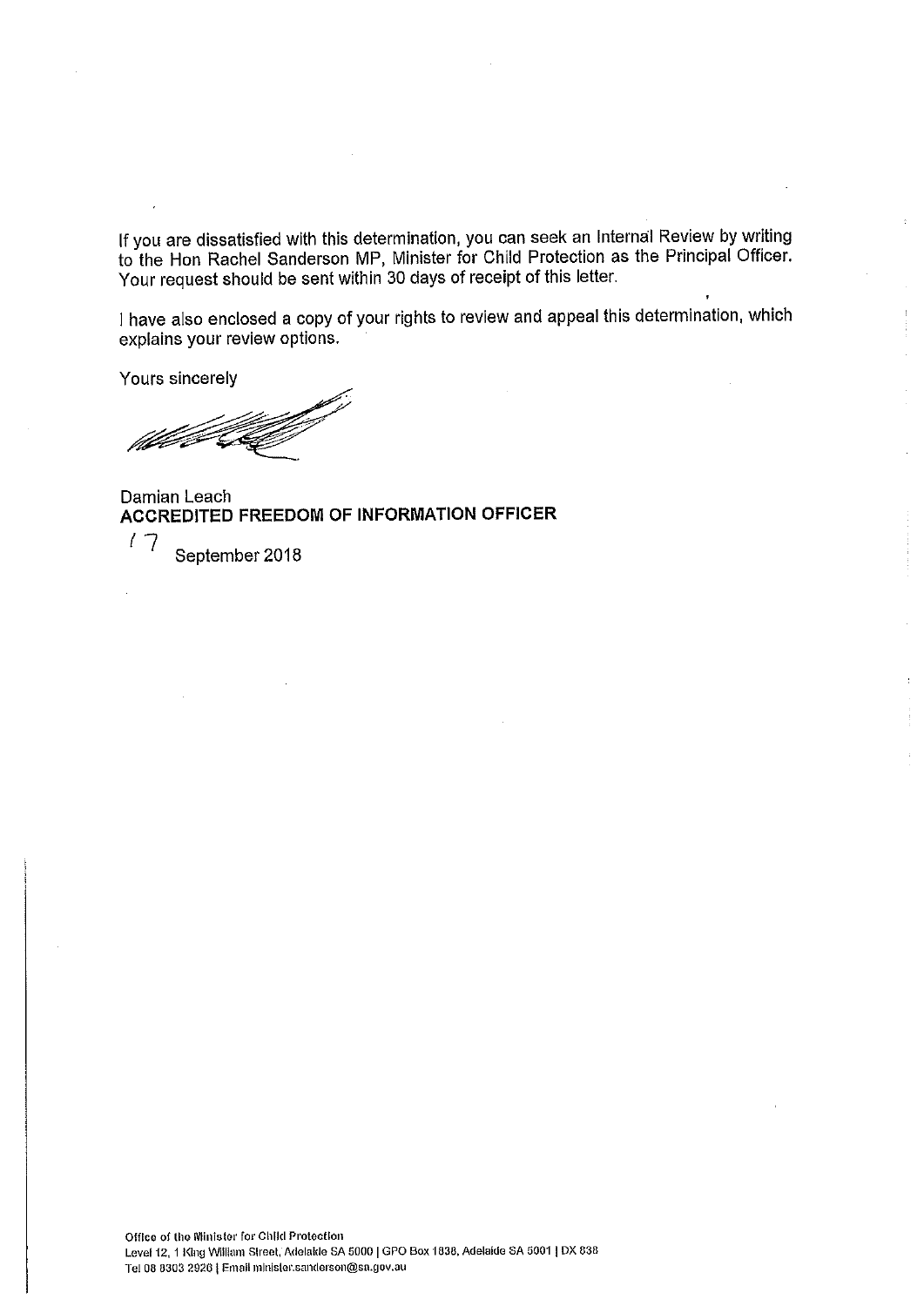If you are dissatisfied with this determination, you can seek an Internal Review by writing to the Hon Rachel Sanderson MP, Minister for Child Protection as the Principal Officer. Your request should be sent within 30 days of receipt of this letter.

I have also enclosed a copy of your rights to review and appeal this determination, which explains your review options.

Yours sincerely

Damian Leach
**ACCREDITED FREEDOM OF INFORMATION OFFICER**

17 September 2018

Office of the Minister for Child Protection
Level 12, 1 King William Street, Adelaide SA 5000 | GPO Box 1838, Adelaide SA 5001 | DX 838
Tel 08 8303 2920 | Email minister.sanderson@sa.gov.au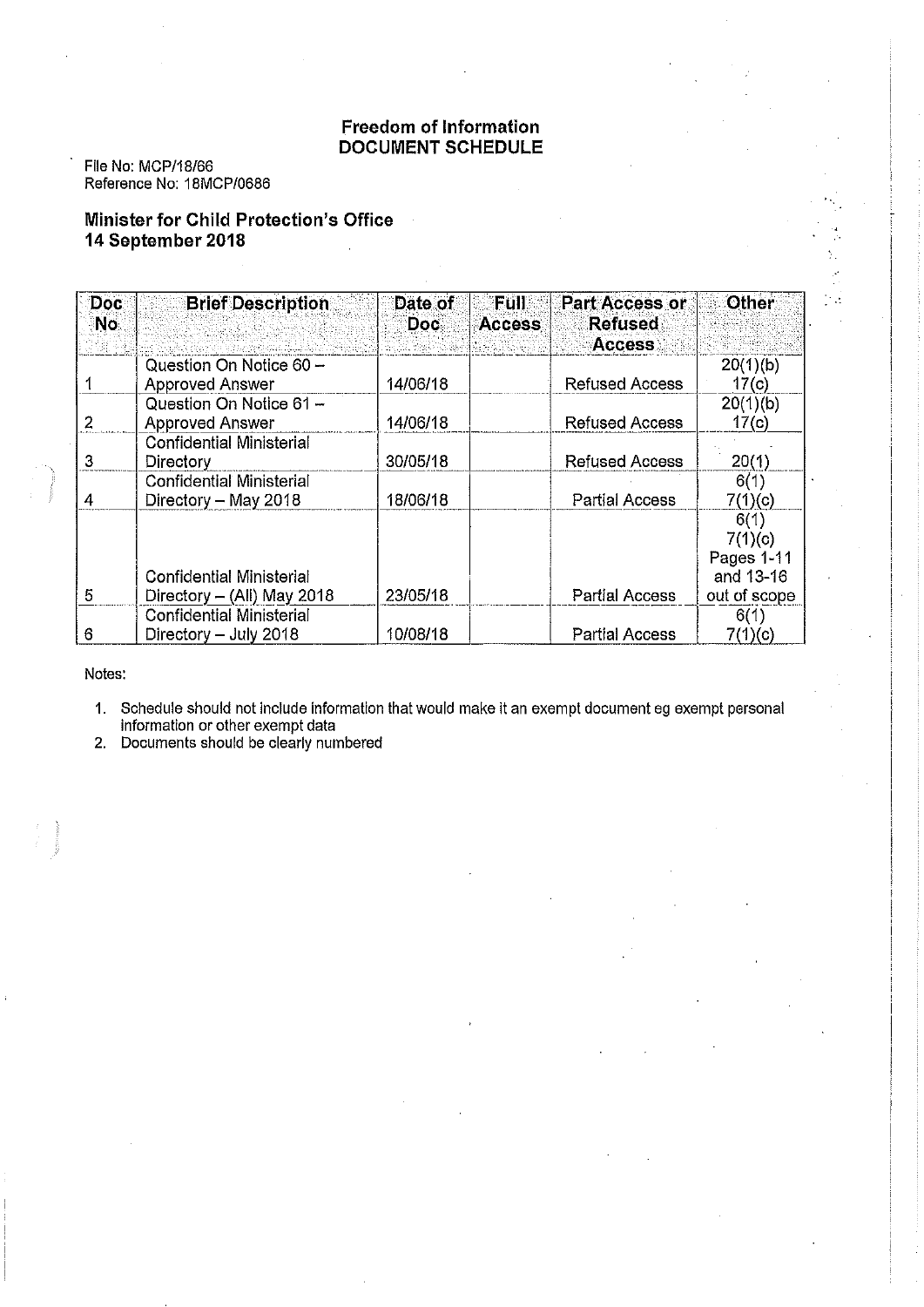## Freedom of Information
## DOCUMENT SCHEDULE

File No: MCP/18/66
Reference No: 18MCP/0686

### Minister for Child Protection's Office
### 14 September 2018

| Doc No | Brief Description | Date of Doc | Full Access | Part Access or Refused Access | Other |
|---|---|---|---|---|---|
| 1 | Question On Notice 60 – Approved Answer | 14/06/18 | | Refused Access | 20(1)(b) 17(c) |
| 2 | Question On Notice 61 – Approved Answer | 14/06/18 | | Refused Access | 20(1)(b) 17(c) |
| 3 | Confidential Ministerial Directory | 30/05/18 | | Refused Access | 20(1) |
| 4 | Confidential Ministerial Directory – May 2018 | 18/06/18 | | Partial Access | 6(1) 7(1)(c) |
| 5 | Confidential Ministerial Directory – (All) May 2018 | 23/05/18 | | Partial Access | 6(1) 7(1)(c) Pages 1-11 and 13-16 out of scope |
| 6 | Confidential Ministerial Directory – July 2018 | 10/08/18 | | Partial Access | 6(1) 7(1)(c) |

Notes:

1. Schedule should not include information that would make it an exempt document eg exempt personal information or other exempt data
2. Documents should be clearly numbered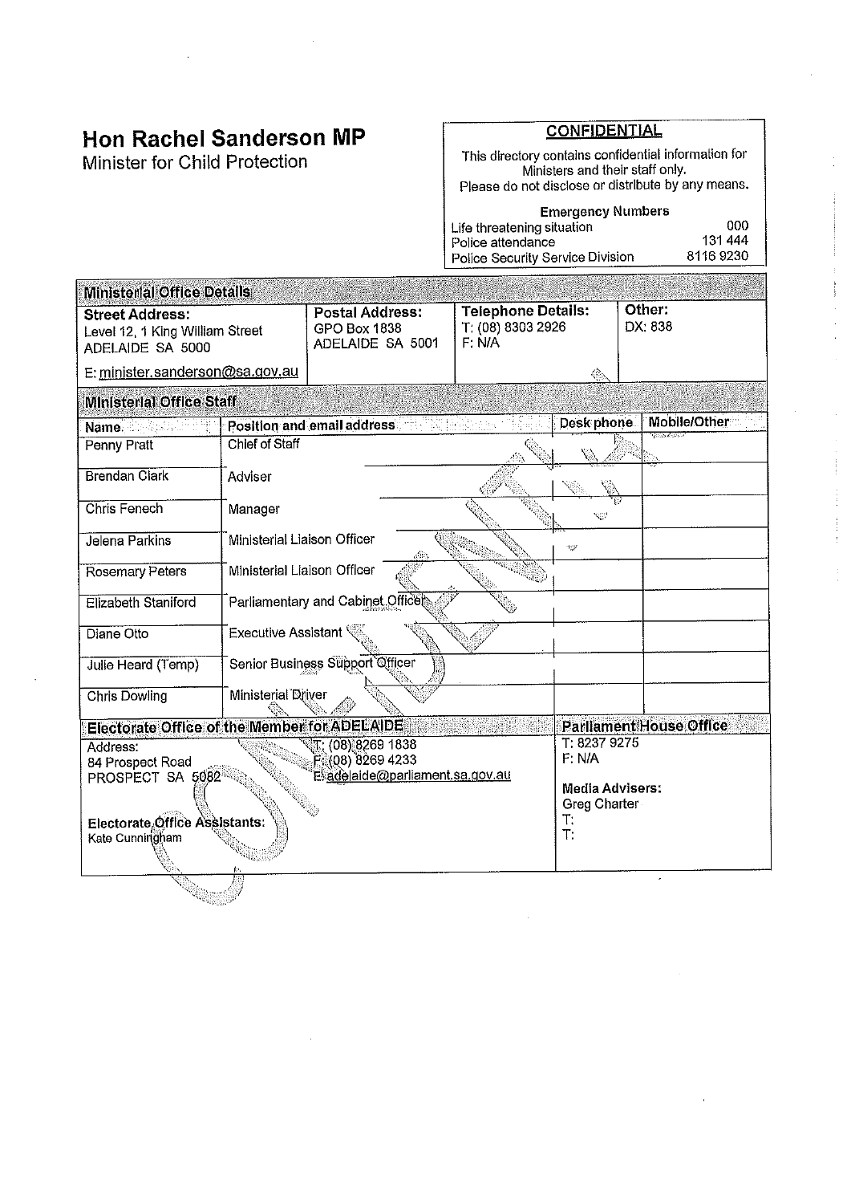# Hon Rachel Sanderson MP

Minister for Child Protection

**CONFIDENTIAL**

This directory contains confidential information for Ministers and their staff only.
Please do not disclose or distribute by any means.

**Emergency Numbers**

| | |
|---|---|
| Life threatening situation | 000 |
| Police attendance | 131 444 |
| Police Security Service Division | 8116 9230 |

## Ministerial Office Details

| Street Address: | Postal Address: | Telephone Details: | Other: |
|---|---|---|---|
| Level 12, 1 King William Street<br>ADELAIDE SA 5000<br>E: minister.sanderson@sa.gov.au | GPO Box 1838<br>ADELAIDE SA 5001 | T: (08) 8303 2926<br>F: N/A | DX: 838 |

## Ministerial Office Staff

| Name | Position and email address | Desk phone | Mobile/Other |
|---|---|---|---|
| Penny Pratt | Chief of Staff | | |
| Brendan Clark | Adviser | | |
| Chris Fenech | Manager | | |
| Jelena Parkins | Ministerial Liaison Officer | | |
| Rosemary Peters | Ministerial Liaison Officer | | |
| Elizabeth Staniford | Parliamentary and Cabinet Officer | | |
| Diane Otto | Executive Assistant | | |
| Julie Heard (Temp) | Senior Business Support Officer | | |
| Chris Dowling | Ministerial Driver | | |

## Electorate Office of the Member for ADELAIDE

Address:
84 Prospect Road
PROSPECT SA 5082

T: (08) 8269 1838
F: (08) 8269 4233
E: adelaide@parliament.sa.gov.au

**Electorate Office Assistants:**
Kate Cunningham

## Parliament House Office

T: 8237 9275
F: N/A

**Media Advisers:**
Greg Charter
T:
T: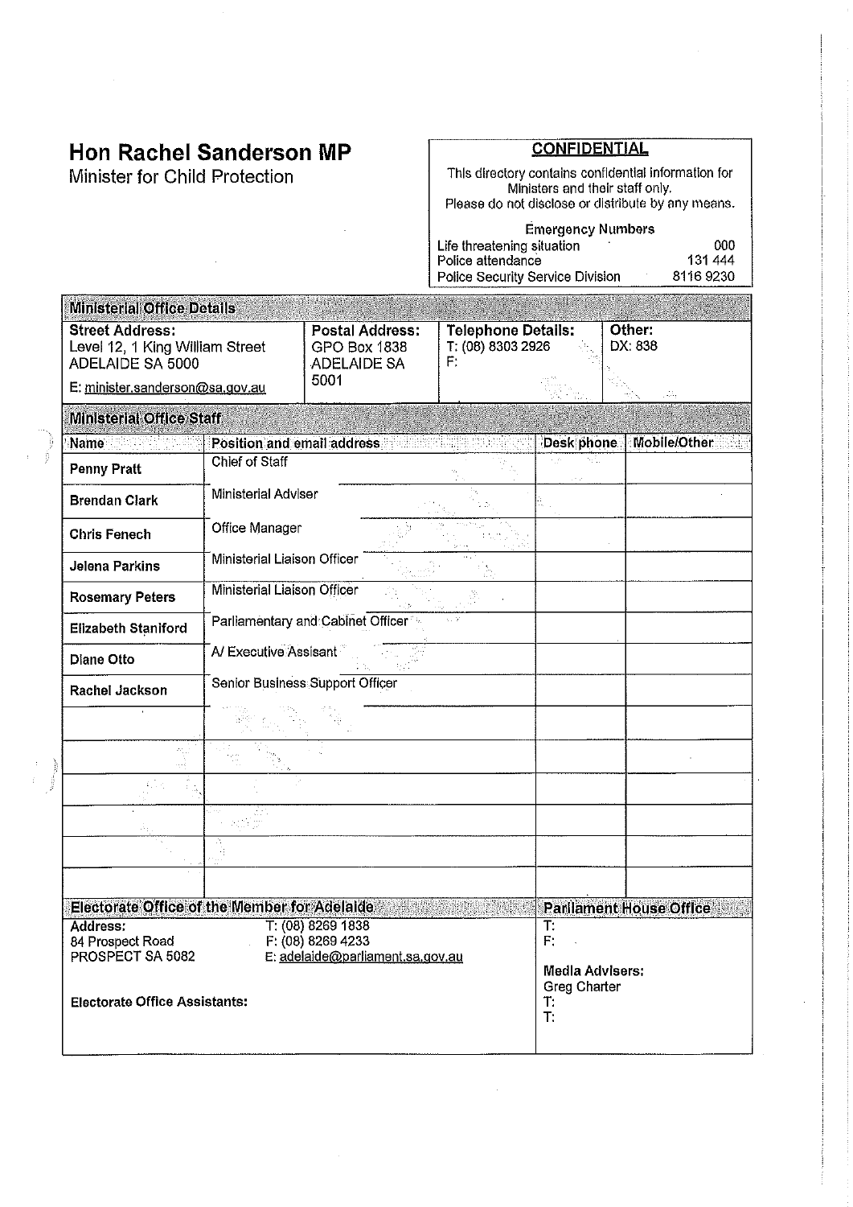# Hon Rachel Sanderson MP

Minister for Child Protection

**CONFIDENTIAL**

This directory contains confidential information for Ministers and their staff only.
Please do not disclose or distribute by any means.

Emergency Numbers

| | |
|---|---|
| Life threatening situation | 000 |
| Police attendance | 131 444 |
| Police Security Service Division | 8116 9230 |

## Ministerial Office Details

| Street Address: | Postal Address: | Telephone Details: | Other: |
|---|---|---|---|
| Level 12, 1 King William Street<br>ADELAIDE SA 5000<br>E: minister.sanderson@sa.gov.au | GPO Box 1838<br>ADELAIDE SA<br>5001 | T: (08) 8303 2926<br>F: | DX: 838 |

## Ministerial Office Staff

| Name | Position and email address | Desk phone | Mobile/Other |
|---|---|---|---|
| Penny Pratt | Chief of Staff | | |
| Brendan Clark | Ministerial Adviser | | |
| Chris Fenech | Office Manager | | |
| Jelena Parkins | Ministerial Liaison Officer | | |
| Rosemary Peters | Ministerial Liaison Officer | | |
| Elizabeth Staniford | Parliamentary and Cabinet Officer | | |
| Diane Otto | A/ Executive Assisant | | |
| Rachel Jackson | Senior Business Support Officer | | |
| | | | |
| | | | |
| | | | |
| | | | |
| | | | |
| | | | |

## Electorate Office of the Member for Adelaide

**Address:**
84 Prospect Road
PROSPECT SA 5082

T: (08) 8269 1838
F: (08) 8269 4233
E: adelaide@parliament.sa.gov.au

**Electorate Office Assistants:**

## Parliament House Office

T:
F:

**Media Advisers:**
Greg Charter
T:
T: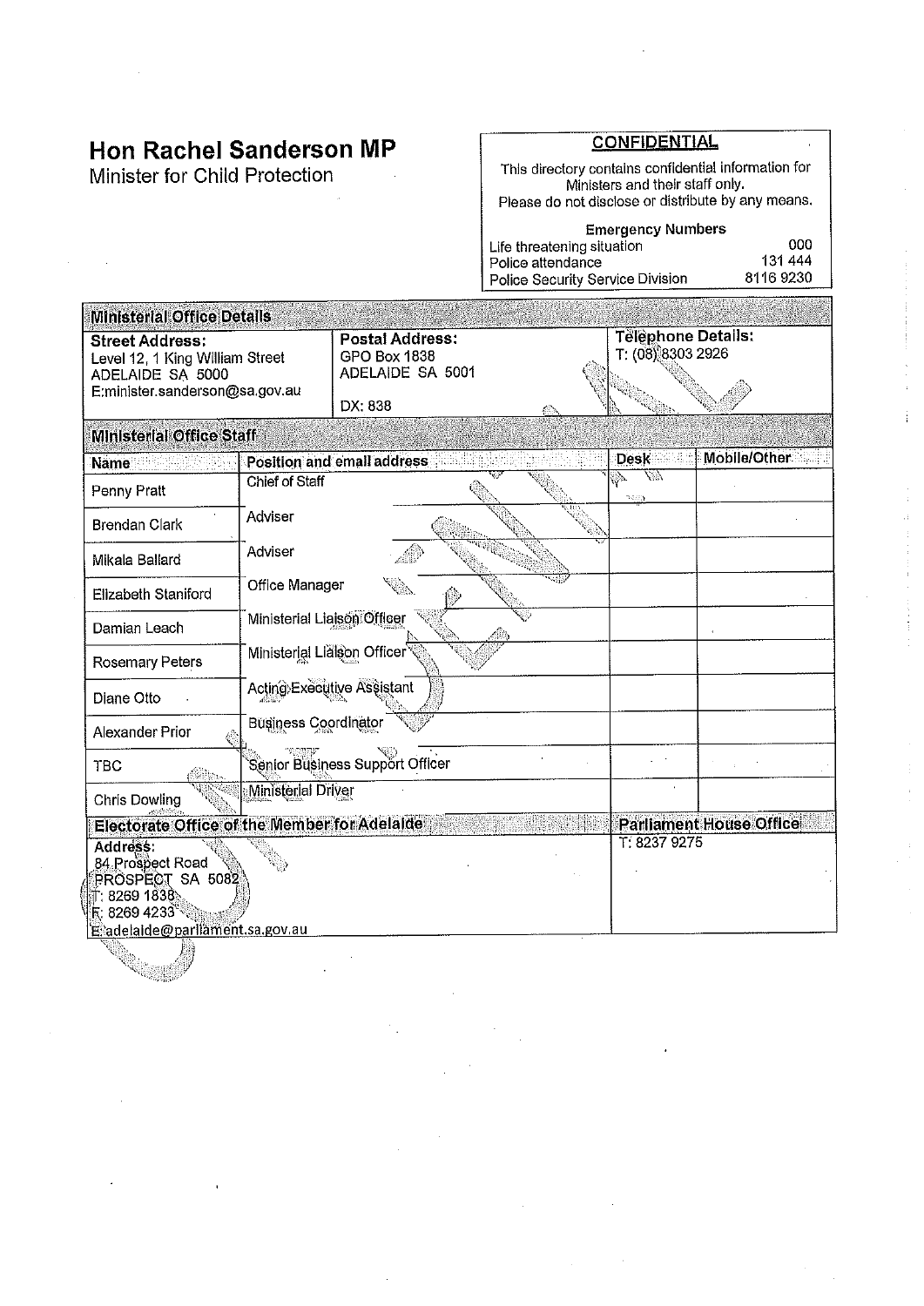# Hon Rachel Sanderson MP

Minister for Child Protection

**CONFIDENTIAL**

This directory contains confidential information for Ministers and their staff only.
Please do not disclose or distribute by any means.

**Emergency Numbers**

| | |
|---|---|
| Life threatening situation | 000 |
| Police attendance | 131 444 |
| Police Security Service Division | 8116 9230 |

## Ministerial Office Details

| **Street Address:** | **Postal Address:** | **Telephone Details:** |
|---|---|---|
| Level 12, 1 King William Street<br>ADELAIDE SA 5000<br>E:minister.sanderson@sa.gov.au | GPO Box 1838<br>ADELAIDE SA 5001<br><br>DX: 838 | T: (08) 8303 2926 |

## Ministerial Office Staff

| Name | Position and email address | Desk | Mobile/Other |
|---|---|---|---|
| Penny Pratt | Chief of Staff | | |
| Brendan Clark | Adviser | | |
| Mikala Ballard | Adviser | | |
| Elizabeth Staniford | Office Manager | | |
| Damian Leach | Ministerial Liaison Officer | | |
| Rosemary Peters | Ministerial Liaison Officer | | |
| Diane Otto | Acting Executive Assistant | | |
| Alexander Prior | Business Coordinator | | |
| TBC | Senior Business Support Officer | | |
| Chris Dowling | Ministerial Driver | | |

| **Electorate Office of the Member for Adelaide** | **Parliament House Office** |
|---|---|
| **Address:**<br>84 Prospect Road<br>PROSPECT SA 5082<br>T: 8269 1838<br>F: 8269 4233<br>E: adelaide@parliament.sa.gov.au | T: 8237 9275 |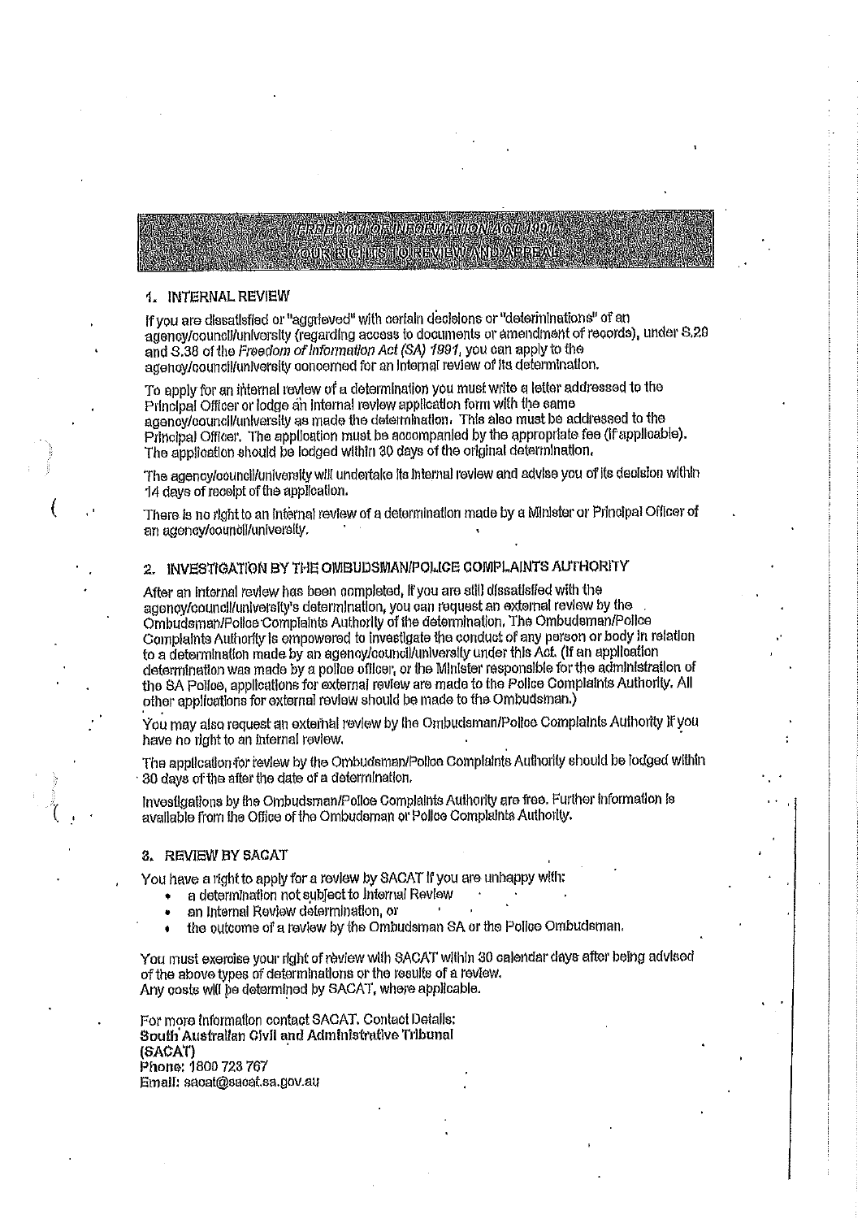# FREEDOM OF INFORMATION ACT 1991
## YOUR RIGHTS TO REVIEW AND APPEAL

### 1. INTERNAL REVIEW

If you are dissatisfied or "aggrieved" with certain decisions or "determinations" of an agency/council/university (regarding access to documents or amendment of records), under S.29 and S.38 of the *Freedom of Information Act (SA) 1991*, you can apply to the agency/council/university concerned for an internal review of its determination.

To apply for an internal review of a determination you must write a letter addressed to the Principal Officer or lodge an internal review application form with the same agency/council/university as made the determination. This also must be addressed to the Principal Officer. The application must be accompanied by the appropriate fee (if applicable). The application should be lodged within 30 days of the original determination.

The agency/council/university will undertake its internal review and advise you of its decision within 14 days of receipt of the application.

There is no right to an internal review of a determination made by a Minister or Principal Officer of an agency/council/university.

### 2. INVESTIGATION BY THE OMBUDSMAN/POLICE COMPLAINTS AUTHORITY

After an internal review has been completed, if you are still dissatisfied with the agency/council/university's determination, you can request an external review by the Ombudsman/Police Complaints Authority of the determination. The Ombudsman/Police Complaints Authority is empowered to investigate the conduct of any person or body in relation to a determination made by an agency/council/university under this Act. (If an application determination was made by a police officer, or the Minister responsible for the administration of the SA Police, applications for external review are made to the Police Complaints Authority. All other applications for external review should be made to the Ombudsman.)

You may also request an external review by the Ombudsman/Police Complaints Authority if you have no right to an internal review.

The application for review by the Ombudsman/Police Complaints Authority should be lodged within 30 days of the after the date of a determination.

Investigations by the Ombudsman/Police Complaints Authority are free. Further information is available from the Office of the Ombudsman or Police Complaints Authority.

### 3. REVIEW BY SACAT

You have a right to apply for a review by SACAT if you are unhappy with:

- a determination not subject to Internal Review
- an Internal Review determination, or
- the outcome of a review by the Ombudsman SA or the Police Ombudsman.

You must exercise your right of review with SACAT within 30 calendar days after being advised of the above types of determinations or the results of a review.
Any costs will be determined by SACAT, where applicable.

For more information contact SACAT. Contact Details:
**South Australian Civil and Administrative Tribunal (SACAT)**
**Phone:** 1800 723 767
**Email:** sacat@sacat.sa.gov.au